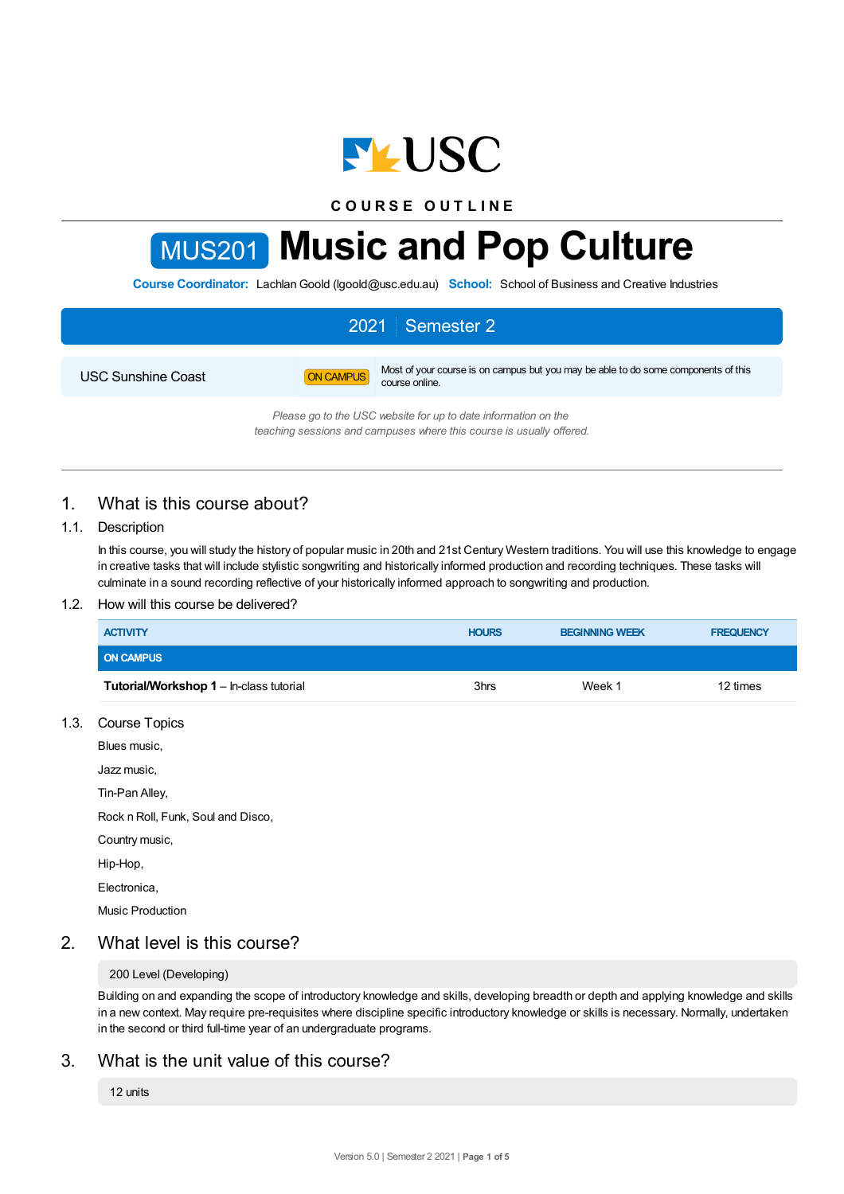COURSE OUTLINE

# MUS201 Music and Pop Culture

**Course Coordinator:** Lachlan Goold (lgoold@usc.edu.au) **School:** School of Business and Creative Industries

**2021 | Semester 2**

USC Sunshine Coast — ON CAMPUS — Most of your course is on campus but you may be able to do some components of this course online.

*Please go to the USC website for up to date information on the teaching sessions and campuses where this course is usually offered.*

## 1. What is this course about?

### 1.1. Description

In this course, you will study the history of popular music in 20th and 21st Century Western traditions. You will use this knowledge to engage in creative tasks that will include stylistic songwriting and historically informed production and recording techniques. These tasks will culminate in a sound recording reflective of your historically informed approach to songwriting and production.

### 1.2. How will this course be delivered?

| ACTIVITY | HOURS | BEGINNING WEEK | FREQUENCY |
|---|---|---|---|
| **ON CAMPUS** | | | |
| **Tutorial/Workshop 1** – In-class tutorial | 3hrs | Week 1 | 12 times |

### 1.3. Course Topics

Blues music,

Jazz music,

Tin-Pan Alley,

Rock n Roll, Funk, Soul and Disco,

Country music,

Hip-Hop,

Electronica,

Music Production

## 2. What level is this course?

200 Level (Developing)

Building on and expanding the scope of introductory knowledge and skills, developing breadth or depth and applying knowledge and skills in a new context. May require pre-requisites where discipline specific introductory knowledge or skills is necessary. Normally, undertaken in the second or third full-time year of an undergraduate programs.

## 3. What is the unit value of this course?

12 units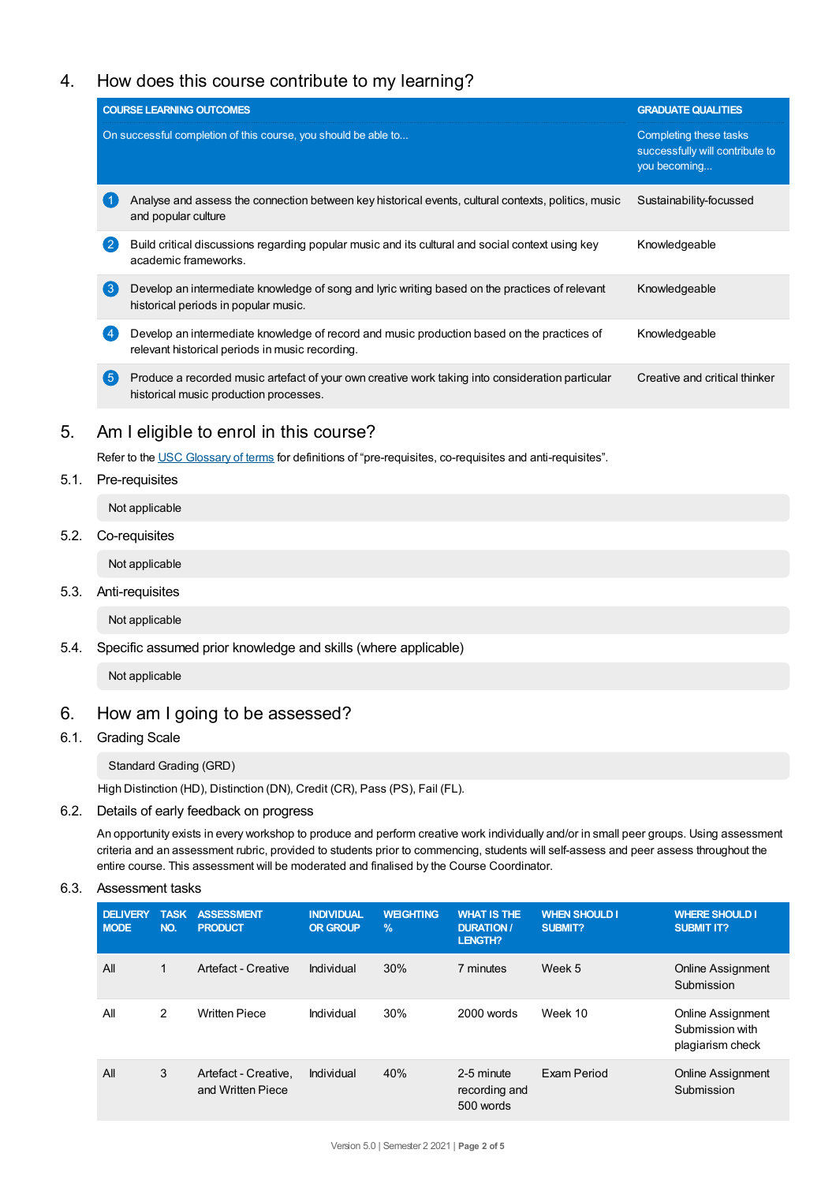## 4. How does this course contribute to my learning?

| COURSE LEARNING OUTCOMES<br>On successful completion of this course, you should be able to... | GRADUATE QUALITIES<br>Completing these tasks successfully will contribute to you becoming... |
|---|---|
| 1 Analyse and assess the connection between key historical events, cultural contexts, politics, music and popular culture | Sustainability-focussed |
| 2 Build critical discussions regarding popular music and its cultural and social context using key academic frameworks. | Knowledgeable |
| 3 Develop an intermediate knowledge of song and lyric writing based on the practices of relevant historical periods in popular music. | Knowledgeable |
| 4 Develop an intermediate knowledge of record and music production based on the practices of relevant historical periods in music recording. | Knowledgeable |
| 5 Produce a recorded music artefact of your own creative work taking into consideration particular historical music production processes. | Creative and critical thinker |

## 5. Am I eligible to enrol in this course?

Refer to the USC Glossary of terms for definitions of “pre-requisites, co-requisites and anti-requisites”.

### 5.1. Pre-requisites

Not applicable

### 5.2. Co-requisites

Not applicable

### 5.3. Anti-requisites

Not applicable

### 5.4. Specific assumed prior knowledge and skills (where applicable)

Not applicable

## 6. How am I going to be assessed?

### 6.1. Grading Scale

Standard Grading (GRD)

High Distinction (HD), Distinction (DN), Credit (CR), Pass (PS), Fail (FL).

### 6.2. Details of early feedback on progress

An opportunity exists in every workshop to produce and perform creative work individually and/or in small peer groups. Using assessment criteria and an assessment rubric, provided to students prior to commencing, students will self-assess and peer assess throughout the entire course. This assessment will be moderated and finalised by the Course Coordinator.

### 6.3. Assessment tasks

| DELIVERY MODE | TASK NO. | ASSESSMENT PRODUCT | INDIVIDUAL OR GROUP | WEIGHTING % | WHAT IS THE DURATION / LENGTH? | WHEN SHOULD I SUBMIT? | WHERE SHOULD I SUBMIT IT? |
|---|---|---|---|---|---|---|---|
| All | 1 | Artefact - Creative | Individual | 30% | 7 minutes | Week 5 | Online Assignment Submission |
| All | 2 | Written Piece | Individual | 30% | 2000 words | Week 10 | Online Assignment Submission with plagiarism check |
| All | 3 | Artefact - Creative, and Written Piece | Individual | 40% | 2-5 minute recording and 500 words | Exam Period | Online Assignment Submission |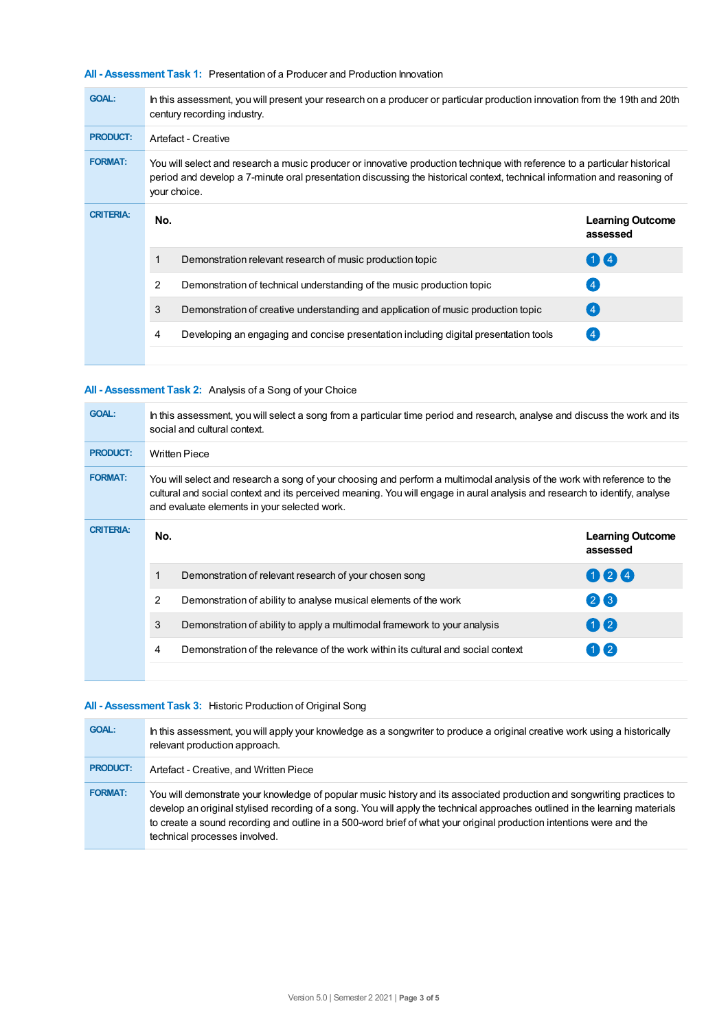### All - Assessment Task 1: Presentation of a Producer and Production Innovation

**GOAL:** In this assessment, you will present your research on a producer or particular production innovation from the 19th and 20th century recording industry.

**PRODUCT:** Artefact - Creative

**FORMAT:** You will select and research a music producer or innovative production technique with reference to a particular historical period and develop a 7-minute oral presentation discussing the historical context, technical information and reasoning of your choice.

**CRITERIA:**

| No. | | Learning Outcome assessed |
|---|---|---|
| 1 | Demonstration relevant research of music production topic | 1 4 |
| 2 | Demonstration of technical understanding of the music production topic | 4 |
| 3 | Demonstration of creative understanding and application of music production topic | 4 |
| 4 | Developing an engaging and concise presentation including digital presentation tools | 4 |

### All - Assessment Task 2: Analysis of a Song of your Choice

**GOAL:** In this assessment, you will select a song from a particular time period and research, analyse and discuss the work and its social and cultural context.

**PRODUCT:** Written Piece

**FORMAT:** You will select and research a song of your choosing and perform a multimodal analysis of the work with reference to the cultural and social context and its perceived meaning. You will engage in aural analysis and research to identify, analyse and evaluate elements in your selected work.

**CRITERIA:**

| No. | | Learning Outcome assessed |
|---|---|---|
| 1 | Demonstration of relevant research of your chosen song | 1 2 4 |
| 2 | Demonstration of ability to analyse musical elements of the work | 2 3 |
| 3 | Demonstration of ability to apply a multimodal framework to your analysis | 1 2 |
| 4 | Demonstration of the relevance of the work within its cultural and social context | 1 2 |

### All - Assessment Task 3: Historic Production of Original Song

**GOAL:** In this assessment, you will apply your knowledge as a songwriter to produce a original creative work using a historically relevant production approach.

**PRODUCT:** Artefact - Creative, and Written Piece

**FORMAT:** You will demonstrate your knowledge of popular music history and its associated production and songwriting practices to develop an original stylised recording of a song. You will apply the technical approaches outlined in the learning materials to create a sound recording and outline in a 500-word brief of what your original production intentions were and the technical processes involved.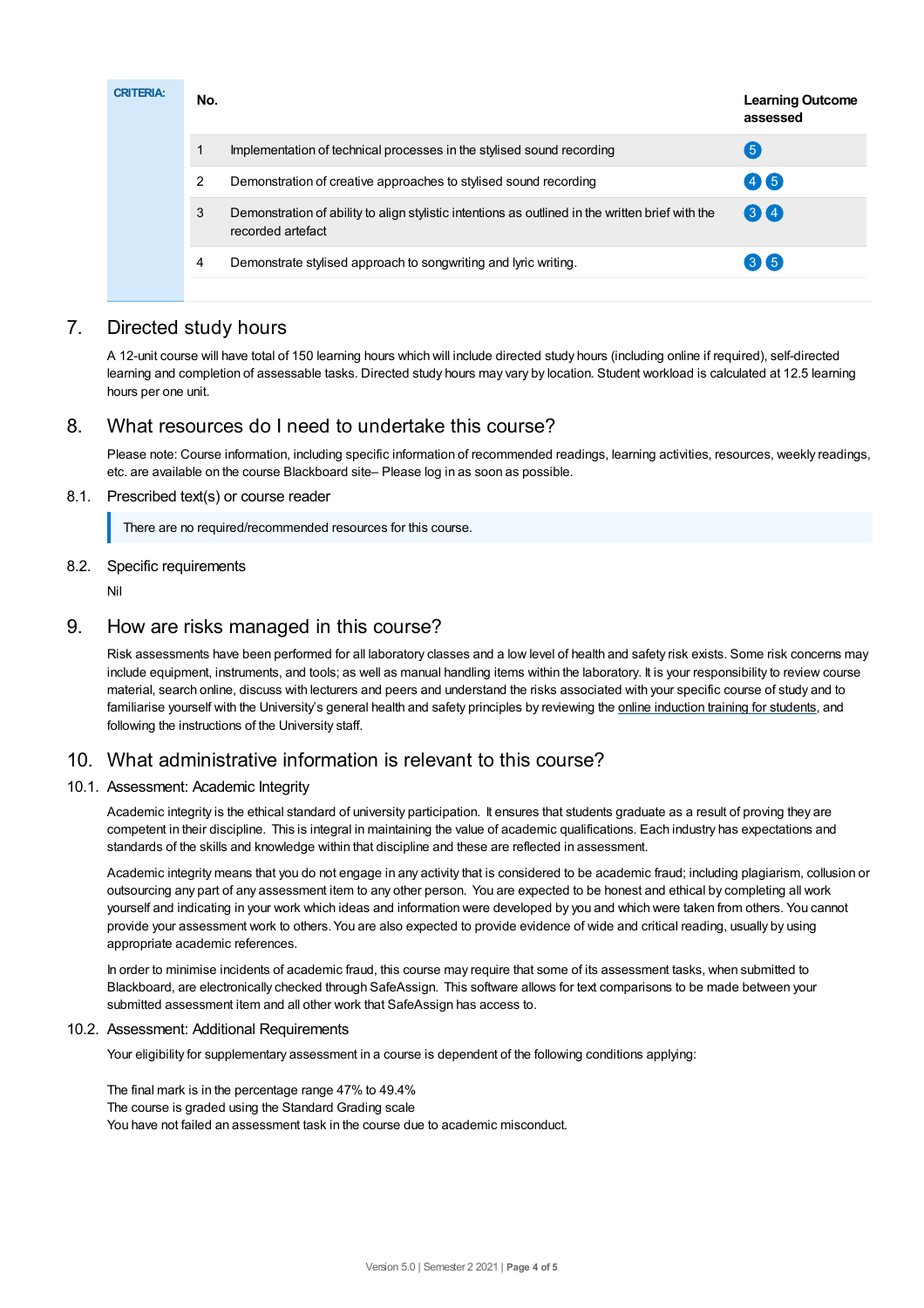**CRITERIA:**

| No. | | Learning Outcome assessed |
|---|---|---|
| 1 | Implementation of technical processes in the stylised sound recording | 5 |
| 2 | Demonstration of creative approaches to stylised sound recording | 4 5 |
| 3 | Demonstration of ability to align stylistic intentions as outlined in the written brief with the recorded artefact | 3 4 |
| 4 | Demonstrate stylised approach to songwriting and lyric writing. | 3 5 |

## 7. Directed study hours

A 12-unit course will have total of 150 learning hours which will include directed study hours (including online if required), self-directed learning and completion of assessable tasks. Directed study hours may vary by location. Student workload is calculated at 12.5 learning hours per one unit.

## 8. What resources do I need to undertake this course?

Please note: Course information, including specific information of recommended readings, learning activities, resources, weekly readings, etc. are available on the course Blackboard site– Please log in as soon as possible.

### 8.1. Prescribed text(s) or course reader

> There are no required/recommended resources for this course.

### 8.2. Specific requirements

Nil

## 9. How are risks managed in this course?

Risk assessments have been performed for all laboratory classes and a low level of health and safety risk exists. Some risk concerns may include equipment, instruments, and tools; as well as manual handling items within the laboratory. It is your responsibility to review course material, search online, discuss with lecturers and peers and understand the risks associated with your specific course of study and to familiarise yourself with the University's general health and safety principles by reviewing the online induction training for students, and following the instructions of the University staff.

## 10. What administrative information is relevant to this course?

### 10.1. Assessment: Academic Integrity

Academic integrity is the ethical standard of university participation. It ensures that students graduate as a result of proving they are competent in their discipline. This is integral in maintaining the value of academic qualifications. Each industry has expectations and standards of the skills and knowledge within that discipline and these are reflected in assessment.

Academic integrity means that you do not engage in any activity that is considered to be academic fraud; including plagiarism, collusion or outsourcing any part of any assessment item to any other person. You are expected to be honest and ethical by completing all work yourself and indicating in your work which ideas and information were developed by you and which were taken from others. You cannot provide your assessment work to others. You are also expected to provide evidence of wide and critical reading, usually by using appropriate academic references.

In order to minimise incidents of academic fraud, this course may require that some of its assessment tasks, when submitted to Blackboard, are electronically checked through SafeAssign. This software allows for text comparisons to be made between your submitted assessment item and all other work that SafeAssign has access to.

### 10.2. Assessment: Additional Requirements

Your eligibility for supplementary assessment in a course is dependent of the following conditions applying:

The final mark is in the percentage range 47% to 49.4%
The course is graded using the Standard Grading scale
You have not failed an assessment task in the course due to academic misconduct.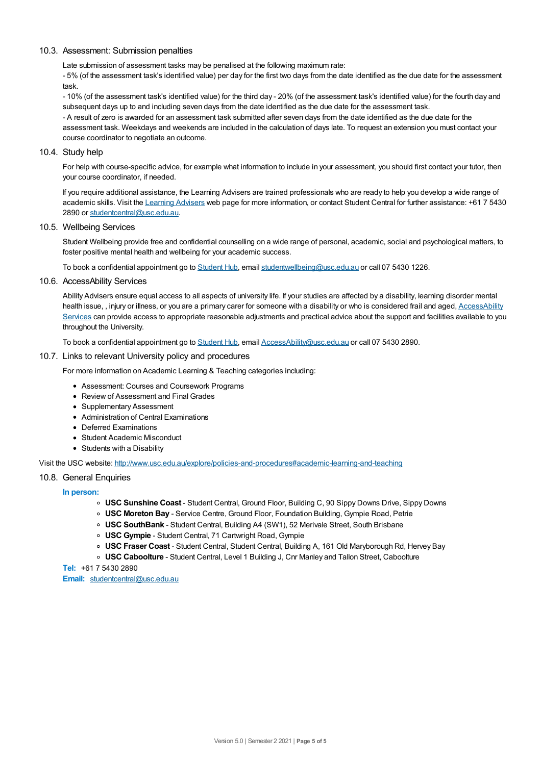### 10.3. Assessment: Submission penalties

Late submission of assessment tasks may be penalised at the following maximum rate:

- 5% (of the assessment task's identified value) per day for the first two days from the date identified as the due date for the assessment task.

- 10% (of the assessment task's identified value) for the third day - 20% (of the assessment task's identified value) for the fourth day and subsequent days up to and including seven days from the date identified as the due date for the assessment task.

- A result of zero is awarded for an assessment task submitted after seven days from the date identified as the due date for the assessment task. Weekdays and weekends are included in the calculation of days late. To request an extension you must contact your course coordinator to negotiate an outcome.

### 10.4. Study help

For help with course-specific advice, for example what information to include in your assessment, you should first contact your tutor, then your course coordinator, if needed.

If you require additional assistance, the Learning Advisers are trained professionals who are ready to help you develop a wide range of academic skills. Visit the Learning Advisers web page for more information, or contact Student Central for further assistance: +61 7 5430 2890 or studentcentral@usc.edu.au.

### 10.5. Wellbeing Services

Student Wellbeing provide free and confidential counselling on a wide range of personal, academic, social and psychological matters, to foster positive mental health and wellbeing for your academic success.

To book a confidential appointment go to Student Hub, email studentwellbeing@usc.edu.au or call 07 5430 1226.

### 10.6. AccessAbility Services

Ability Advisers ensure equal access to all aspects of university life. If your studies are affected by a disability, learning disorder mental health issue, , injury or illness, or you are a primary carer for someone with a disability or who is considered frail and aged, AccessAbility Services can provide access to appropriate reasonable adjustments and practical advice about the support and facilities available to you throughout the University.

To book a confidential appointment go to Student Hub, email AccessAbility@usc.edu.au or call 07 5430 2890.

### 10.7. Links to relevant University policy and procedures

For more information on Academic Learning & Teaching categories including:

- Assessment: Courses and Coursework Programs
- Review of Assessment and Final Grades
- Supplementary Assessment
- Administration of Central Examinations
- Deferred Examinations
- Student Academic Misconduct
- Students with a Disability

Visit the USC website: http://www.usc.edu.au/explore/policies-and-procedures#academic-learning-and-teaching

### 10.8. General Enquiries

**In person:**

- **USC Sunshine Coast** - Student Central, Ground Floor, Building C, 90 Sippy Downs Drive, Sippy Downs
- **USC Moreton Bay** - Service Centre, Ground Floor, Foundation Building, Gympie Road, Petrie
- **USC SouthBank** - Student Central, Building A4 (SW1), 52 Merivale Street, South Brisbane
- **USC Gympie** - Student Central, 71 Cartwright Road, Gympie
- **USC Fraser Coast** - Student Central, Student Central, Building A, 161 Old Maryborough Rd, Hervey Bay
- **USC Caboolture** - Student Central, Level 1 Building J, Cnr Manley and Tallon Street, Caboolture

**Tel:** +61 7 5430 2890

**Email:** studentcentral@usc.edu.au